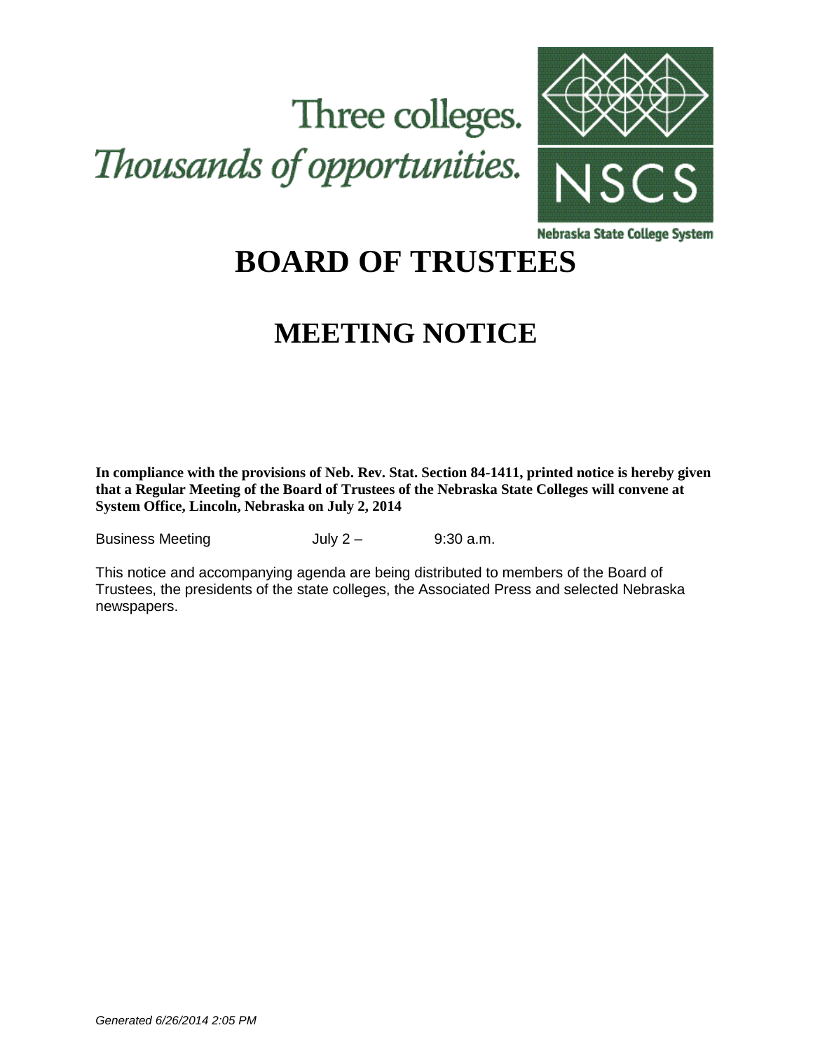Three colleges.
*Thousands of opportunities.*

NSCS

Nebraska State College System

# BOARD OF TRUSTEES

# MEETING NOTICE

**In compliance with the provisions of Neb. Rev. Stat. Section 84-1411, printed notice is hereby given that a Regular Meeting of the Board of Trustees of the Nebraska State Colleges will convene at System Office, Lincoln, Nebraska on July 2, 2014**

Business Meeting July 2 – 9:30 a.m.

This notice and accompanying agenda are being distributed to members of the Board of Trustees, the presidents of the state colleges, the Associated Press and selected Nebraska newspapers.

*Generated 6/26/2014 2:05 PM*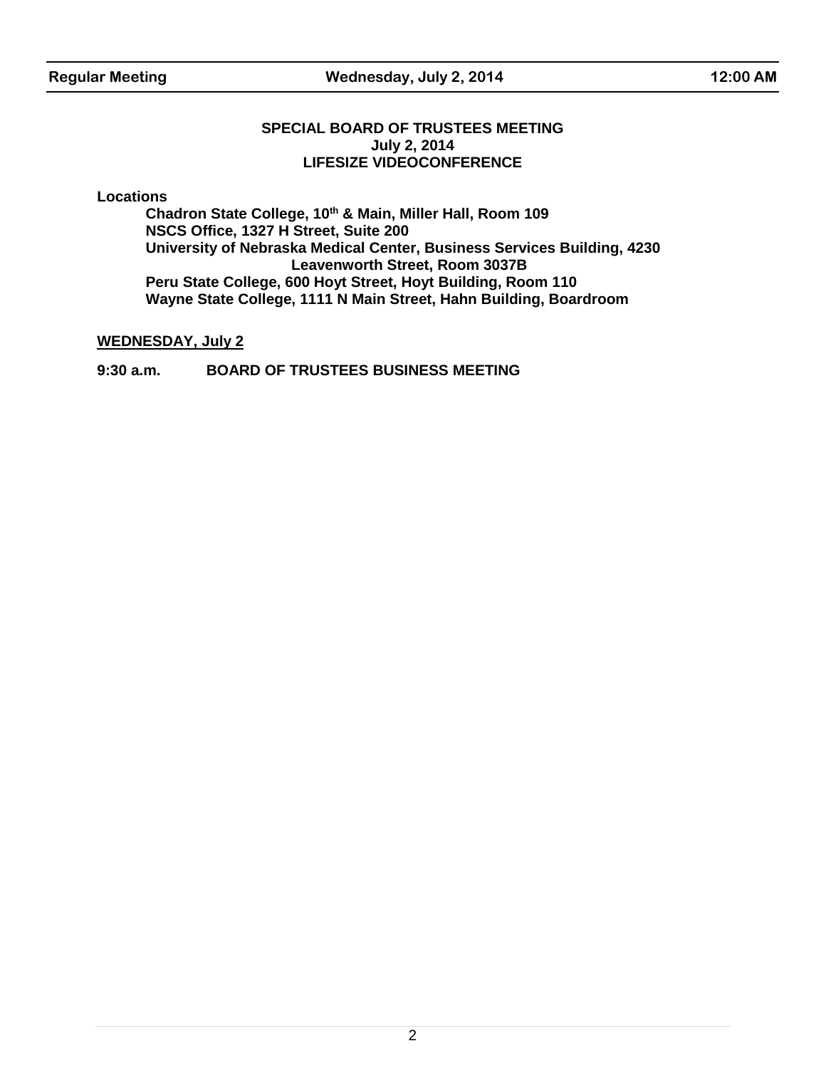**SPECIAL BOARD OF TRUSTEES MEETING**
**July 2, 2014**
**LIFESIZE VIDEOCONFERENCE**

**Locations**

**Chadron State College, 10th & Main, Miller Hall, Room 109**
**NSCS Office, 1327 H Street, Suite 200**
**University of Nebraska Medical Center, Business Services Building, 4230 Leavenworth Street, Room 3037B**
**Peru State College, 600 Hoyt Street, Hoyt Building, Room 110**
**Wayne State College, 1111 N Main Street, Hahn Building, Boardroom**

**WEDNESDAY, July 2**

**9:30 a.m.** **BOARD OF TRUSTEES BUSINESS MEETING**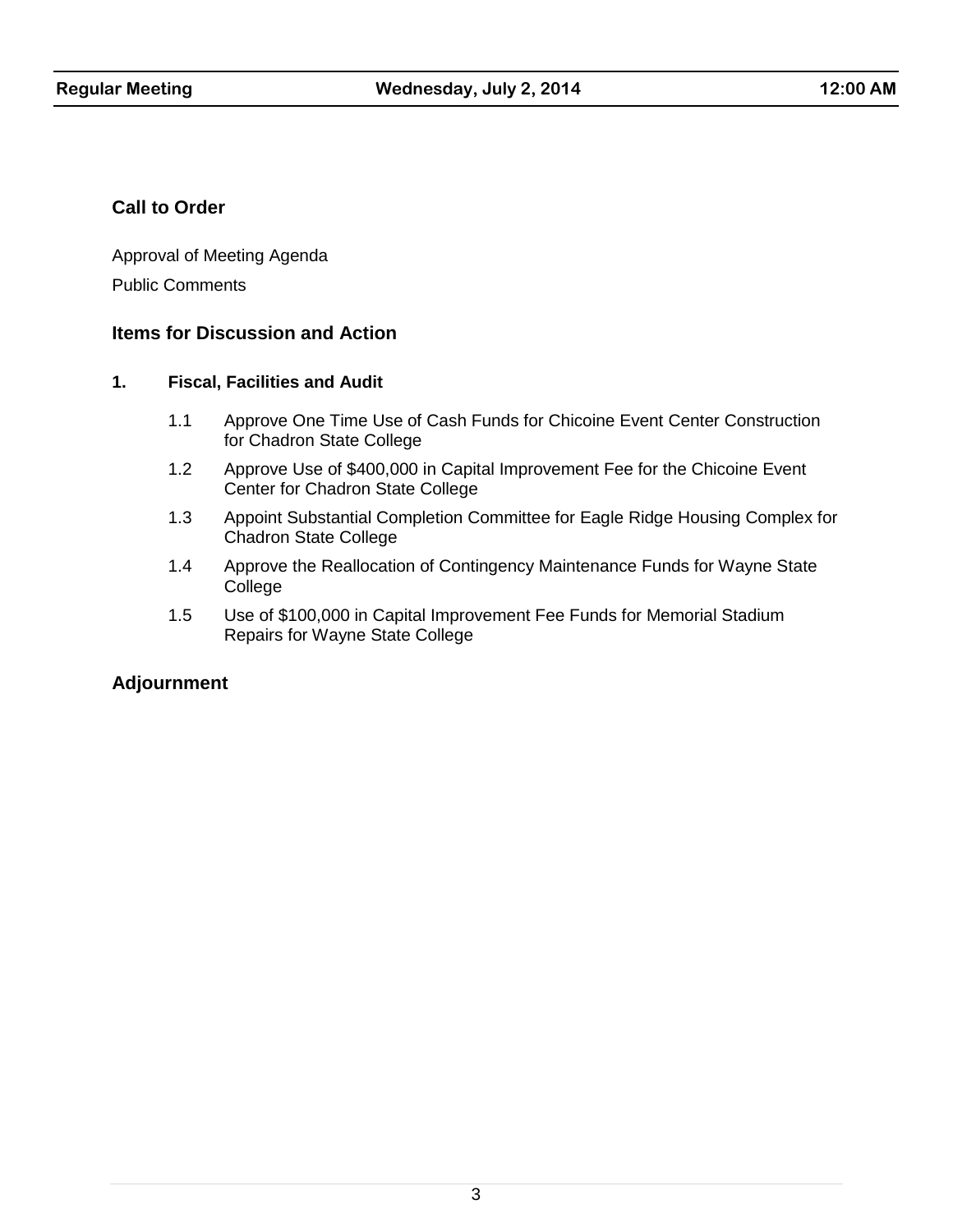**Regular Meeting** | **Wednesday, July 2, 2014** | **12:00 AM**

## Call to Order

Approval of Meeting Agenda

Public Comments

## Items for Discussion and Action

### 1. Fiscal, Facilities and Audit

1.1 Approve One Time Use of Cash Funds for Chicoine Event Center Construction for Chadron State College

1.2 Approve Use of $400,000 in Capital Improvement Fee for the Chicoine Event Center for Chadron State College

1.3 Appoint Substantial Completion Committee for Eagle Ridge Housing Complex for Chadron State College

1.4 Approve the Reallocation of Contingency Maintenance Funds for Wayne State College

1.5 Use of $100,000 in Capital Improvement Fee Funds for Memorial Stadium Repairs for Wayne State College

## Adjournment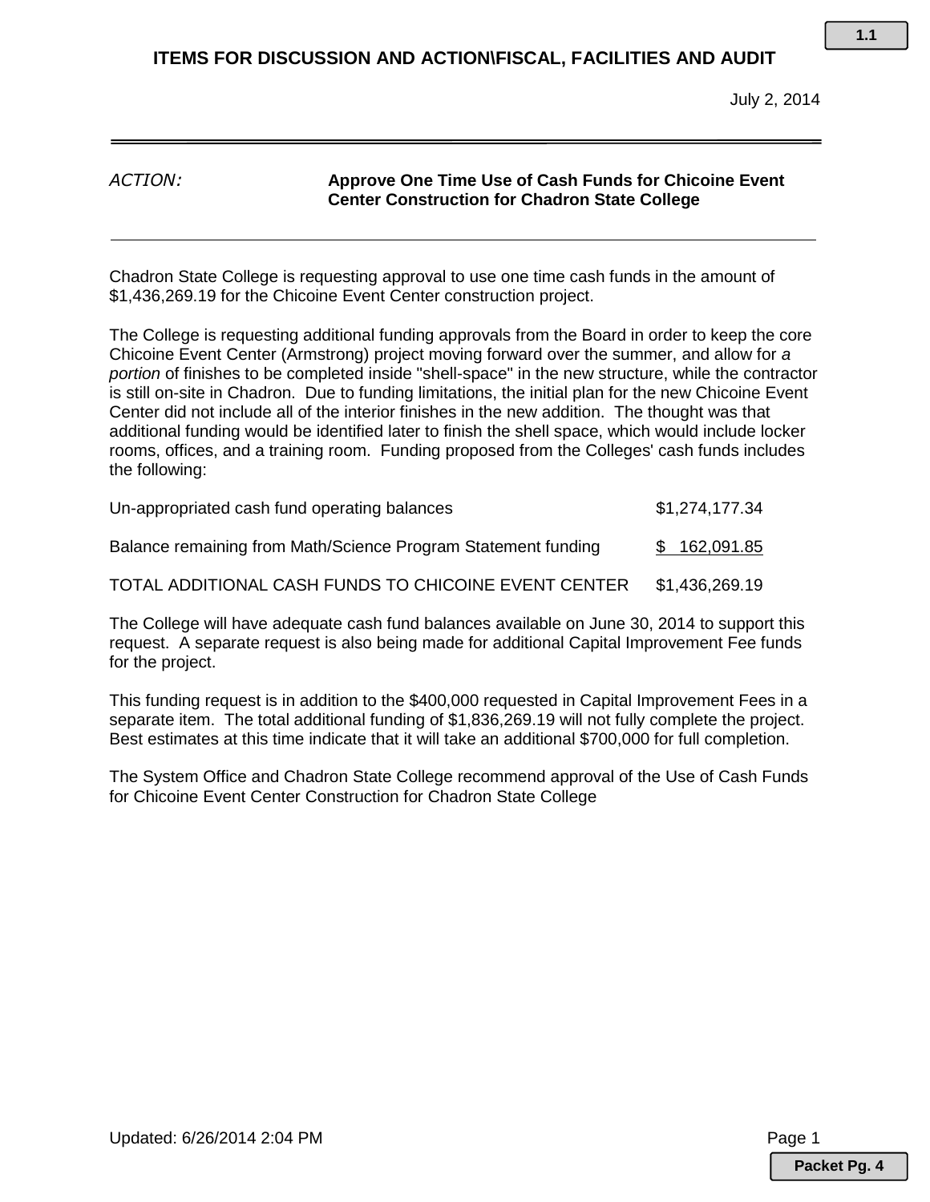## ITEMS FOR DISCUSSION AND ACTION\FISCAL, FACILITIES AND AUDIT

July 2, 2014

---

*ACTION:* **Approve One Time Use of Cash Funds for Chicoine Event Center Construction for Chadron State College**

---

Chadron State College is requesting approval to use one time cash funds in the amount of $1,436,269.19 for the Chicoine Event Center construction project.

The College is requesting additional funding approvals from the Board in order to keep the core Chicoine Event Center (Armstrong) project moving forward over the summer, and allow for *a portion* of finishes to be completed inside "shell-space" in the new structure, while the contractor is still on-site in Chadron. Due to funding limitations, the initial plan for the new Chicoine Event Center did not include all of the interior finishes in the new addition. The thought was that additional funding would be identified later to finish the shell space, which would include locker rooms, offices, and a training room. Funding proposed from the Colleges' cash funds includes the following:

| | |
|---|---|
| Un-appropriated cash fund operating balances | $1,274,177.34 |
| Balance remaining from Math/Science Program Statement funding | $ 162,091.85 |
| TOTAL ADDITIONAL CASH FUNDS TO CHICOINE EVENT CENTER | $1,436,269.19 |

The College will have adequate cash fund balances available on June 30, 2014 to support this request. A separate request is also being made for additional Capital Improvement Fee funds for the project.

This funding request is in addition to the $400,000 requested in Capital Improvement Fees in a separate item. The total additional funding of $1,836,269.19 will not fully complete the project. Best estimates at this time indicate that it will take an additional $700,000 for full completion.

The System Office and Chadron State College recommend approval of the Use of Cash Funds for Chicoine Event Center Construction for Chadron State College

Updated: 6/26/2014 2:04 PM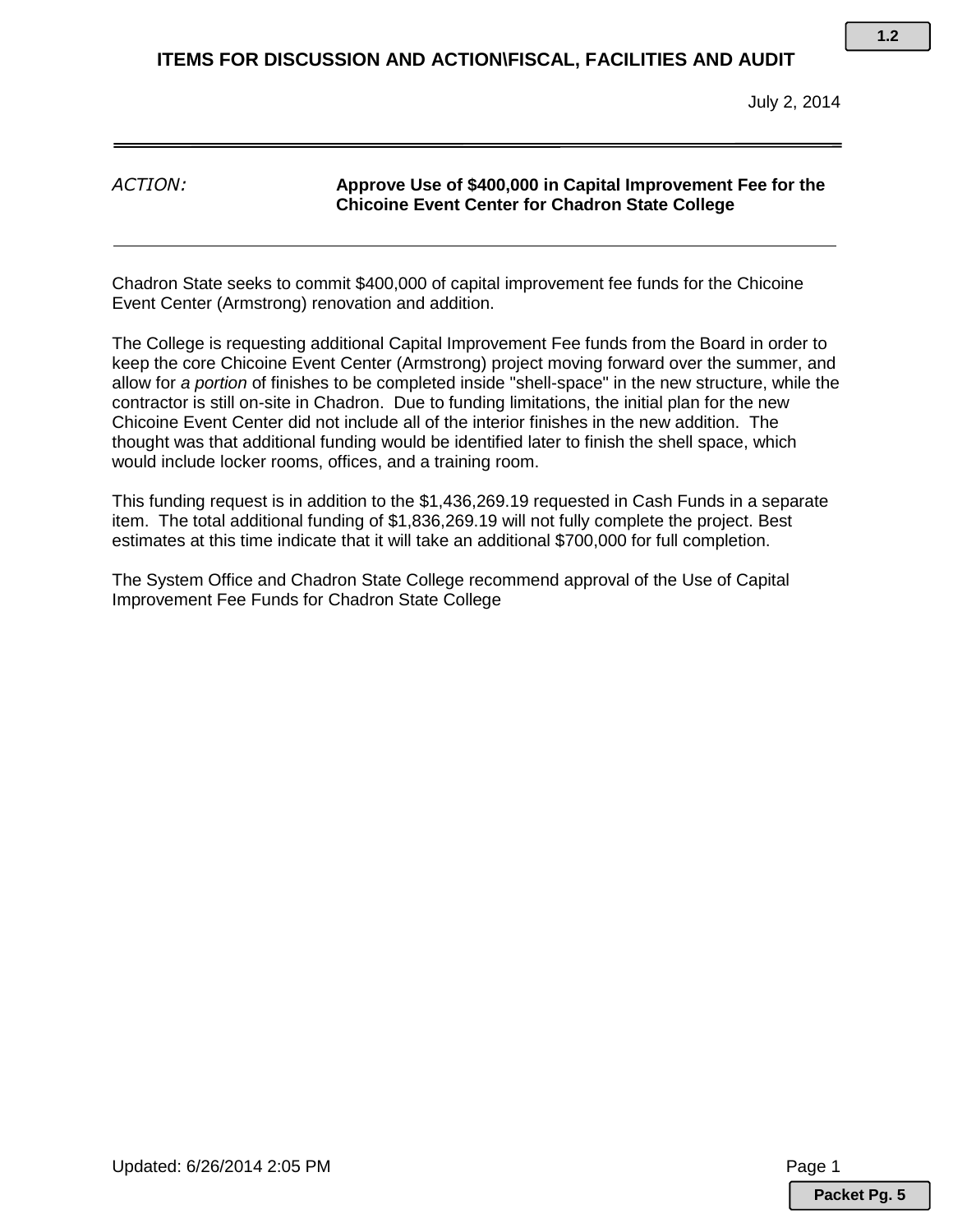## ITEMS FOR DISCUSSION AND ACTION\FISCAL, FACILITIES AND AUDIT

July 2, 2014

*ACTION:* **Approve Use of $400,000 in Capital Improvement Fee for the Chicoine Event Center for Chadron State College**

---

Chadron State seeks to commit $400,000 of capital improvement fee funds for the Chicoine Event Center (Armstrong) renovation and addition.

The College is requesting additional Capital Improvement Fee funds from the Board in order to keep the core Chicoine Event Center (Armstrong) project moving forward over the summer, and allow for *a portion* of finishes to be completed inside "shell-space" in the new structure, while the contractor is still on-site in Chadron. Due to funding limitations, the initial plan for the new Chicoine Event Center did not include all of the interior finishes in the new addition. The thought was that additional funding would be identified later to finish the shell space, which would include locker rooms, offices, and a training room.

This funding request is in addition to the $1,436,269.19 requested in Cash Funds in a separate item. The total additional funding of $1,836,269.19 will not fully complete the project. Best estimates at this time indicate that it will take an additional $700,000 for full completion.

The System Office and Chadron State College recommend approval of the Use of Capital Improvement Fee Funds for Chadron State College

Updated: 6/26/2014 2:05 PM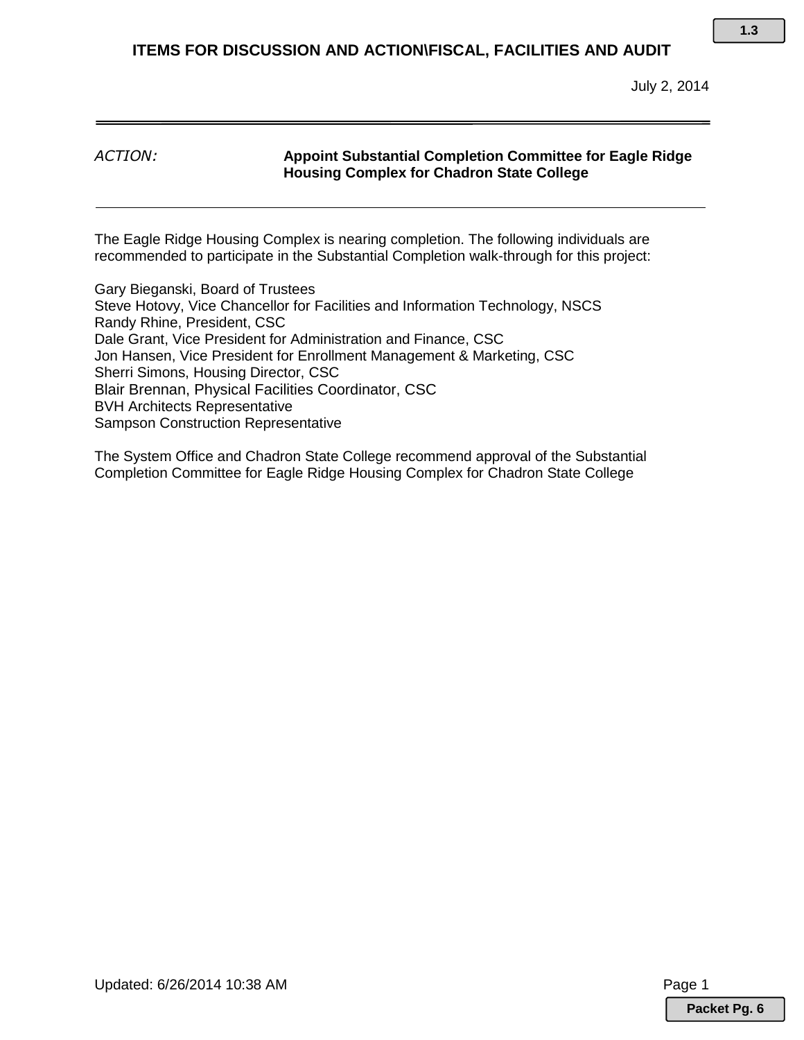## ITEMS FOR DISCUSSION AND ACTION\FISCAL, FACILITIES AND AUDIT

July 2, 2014

*ACTION:* **Appoint Substantial Completion Committee for Eagle Ridge Housing Complex for Chadron State College**

The Eagle Ridge Housing Complex is nearing completion. The following individuals are recommended to participate in the Substantial Completion walk-through for this project:

Gary Bieganski, Board of Trustees
Steve Hotovy, Vice Chancellor for Facilities and Information Technology, NSCS
Randy Rhine, President, CSC
Dale Grant, Vice President for Administration and Finance, CSC
Jon Hansen, Vice President for Enrollment Management & Marketing, CSC
Sherri Simons, Housing Director, CSC
Blair Brennan, Physical Facilities Coordinator, CSC
BVH Architects Representative
Sampson Construction Representative

The System Office and Chadron State College recommend approval of the Substantial Completion Committee for Eagle Ridge Housing Complex for Chadron State College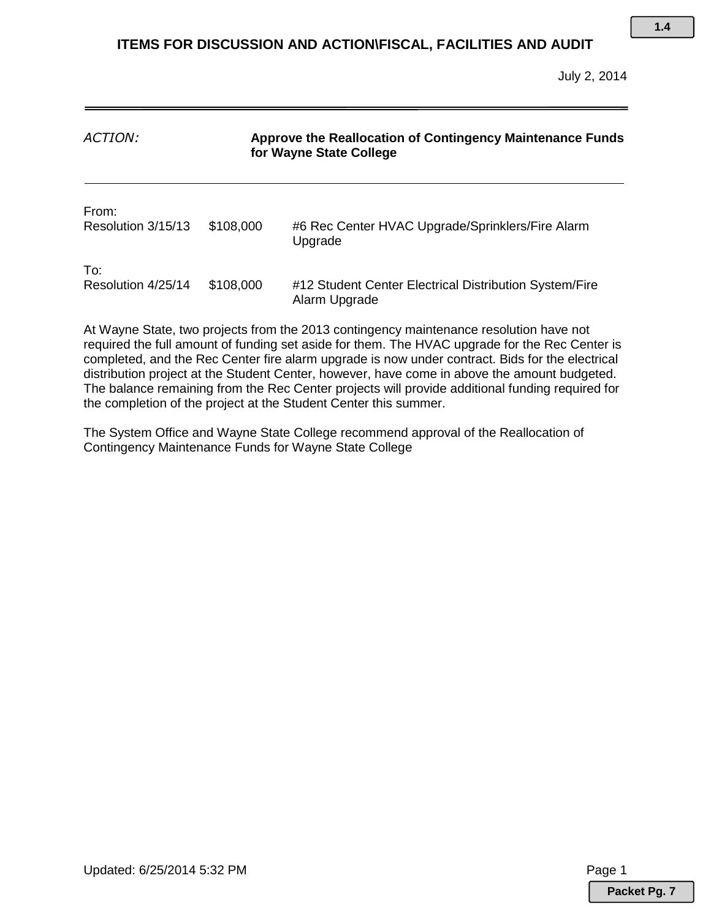## ITEMS FOR DISCUSSION AND ACTION\FISCAL, FACILITIES AND AUDIT

July 2, 2014

| *ACTION:* | **Approve the Reallocation of Contingency Maintenance Funds for Wayne State College** |
|---|---|

From:

| Resolution 3/15/13 | $108,000 | #6 Rec Center HVAC Upgrade/Sprinklers/Fire Alarm Upgrade |
|---|---|---|

To:

| Resolution 4/25/14 | $108,000 | #12 Student Center Electrical Distribution System/Fire Alarm Upgrade |
|---|---|---|

At Wayne State, two projects from the 2013 contingency maintenance resolution have not required the full amount of funding set aside for them. The HVAC upgrade for the Rec Center is completed, and the Rec Center fire alarm upgrade is now under contract. Bids for the electrical distribution project at the Student Center, however, have come in above the amount budgeted. The balance remaining from the Rec Center projects will provide additional funding required for the completion of the project at the Student Center this summer.

The System Office and Wayne State College recommend approval of the Reallocation of Contingency Maintenance Funds for Wayne State College

Updated: 6/25/2014 5:32 PM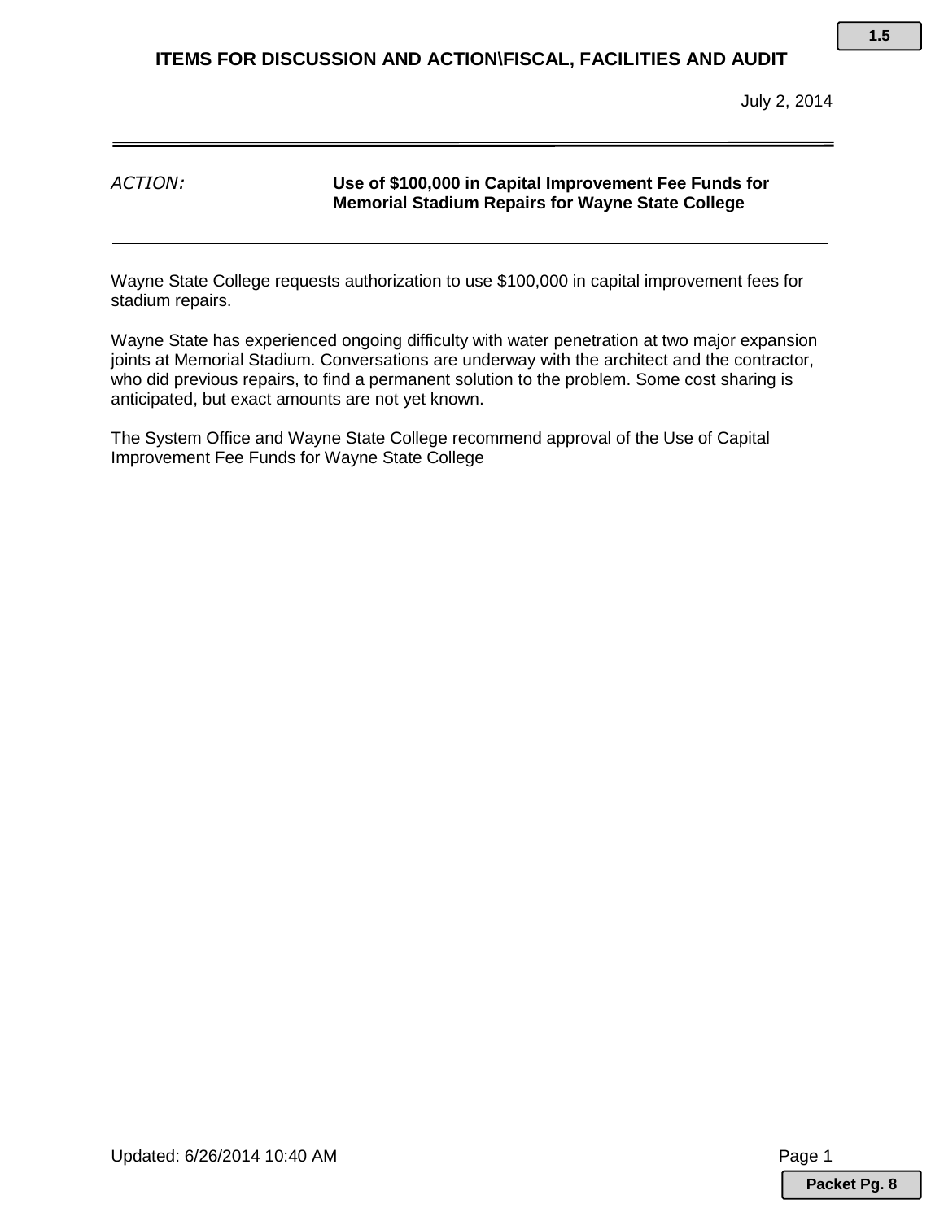## ITEMS FOR DISCUSSION AND ACTION\FISCAL, FACILITIES AND AUDIT

July 2, 2014

---

*ACTION:* **Use of $100,000 in Capital Improvement Fee Funds for Memorial Stadium Repairs for Wayne State College**

---

Wayne State College requests authorization to use $100,000 in capital improvement fees for stadium repairs.

Wayne State has experienced ongoing difficulty with water penetration at two major expansion joints at Memorial Stadium. Conversations are underway with the architect and the contractor, who did previous repairs, to find a permanent solution to the problem. Some cost sharing is anticipated, but exact amounts are not yet known.

The System Office and Wayne State College recommend approval of the Use of Capital Improvement Fee Funds for Wayne State College

Updated: 6/26/2014 10:40 AM